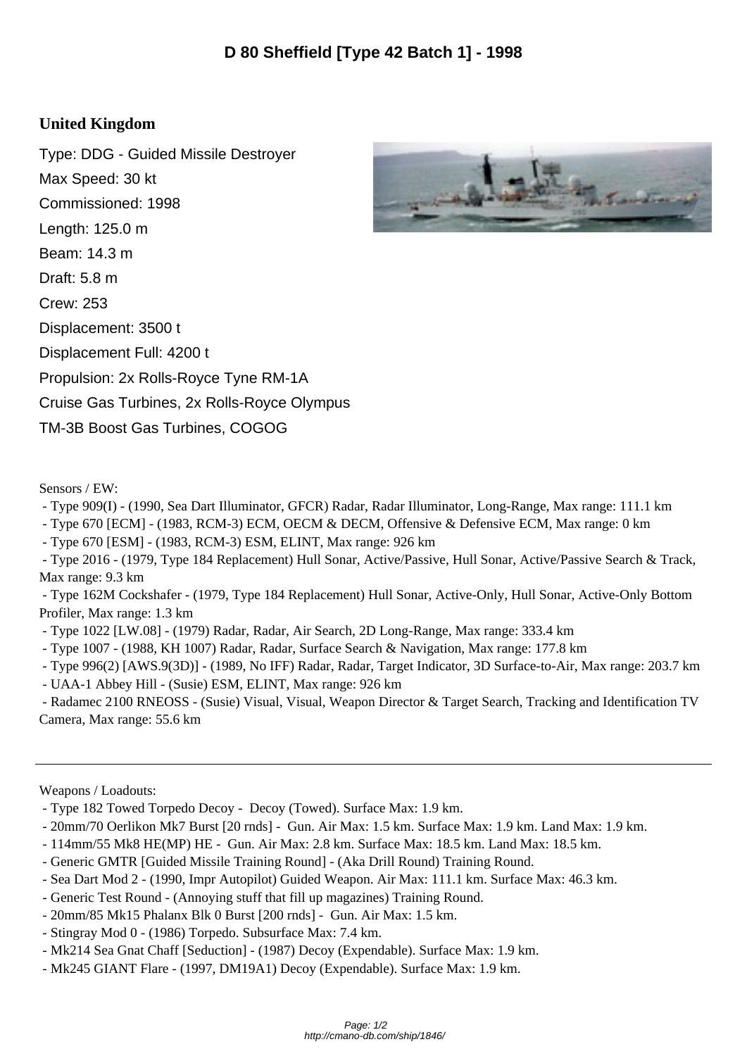# D 80 Sheffield [Type 42 Batch 1] - 1998

## United Kingdom

Type: DDG - Guided Missile Destroyer

Max Speed: 30 kt

Commissioned: 1998

Length: 125.0 m

Beam: 14.3 m

Draft: 5.8 m

Crew: 253

Displacement: 3500 t

Displacement Full: 4200 t

Propulsion: 2x Rolls-Royce Tyne RM-1A Cruise Gas Turbines, 2x Rolls-Royce Olympus TM-3B Boost Gas Turbines, COGOG

Sensors / EW:

- Type 909(I) - (1990, Sea Dart Illuminator, GFCR) Radar, Radar Illuminator, Long-Range, Max range: 111.1 km
- Type 670 [ECM] - (1983, RCM-3) ECM, OECM & DECM, Offensive & Defensive ECM, Max range: 0 km
- Type 670 [ESM] - (1983, RCM-3) ESM, ELINT, Max range: 926 km
- Type 2016 - (1979, Type 184 Replacement) Hull Sonar, Active/Passive, Hull Sonar, Active/Passive Search & Track, Max range: 9.3 km
- Type 162M Cockshafer - (1979, Type 184 Replacement) Hull Sonar, Active-Only, Hull Sonar, Active-Only Bottom Profiler, Max range: 1.3 km
- Type 1022 [LW.08] - (1979) Radar, Radar, Air Search, 2D Long-Range, Max range: 333.4 km
- Type 1007 - (1988, KH 1007) Radar, Radar, Surface Search & Navigation, Max range: 177.8 km
- Type 996(2) [AWS.9(3D)] - (1989, No IFF) Radar, Radar, Target Indicator, 3D Surface-to-Air, Max range: 203.7 km
- UAA-1 Abbey Hill - (Susie) ESM, ELINT, Max range: 926 km
- Radamec 2100 RNEOSS - (Susie) Visual, Visual, Weapon Director & Target Search, Tracking and Identification TV Camera, Max range: 55.6 km

---

Weapons / Loadouts:

- Type 182 Towed Torpedo Decoy - Decoy (Towed). Surface Max: 1.9 km.
- 20mm/70 Oerlikon Mk7 Burst [20 rnds] - Gun. Air Max: 1.5 km. Surface Max: 1.9 km. Land Max: 1.9 km.
- 114mm/55 Mk8 HE(MP) HE - Gun. Air Max: 2.8 km. Surface Max: 18.5 km. Land Max: 18.5 km.
- Generic GMTR [Guided Missile Training Round] - (Aka Drill Round) Training Round.
- Sea Dart Mod 2 - (1990, Impr Autopilot) Guided Weapon. Air Max: 111.1 km. Surface Max: 46.3 km.
- Generic Test Round - (Annoying stuff that fill up magazines) Training Round.
- 20mm/85 Mk15 Phalanx Blk 0 Burst [200 rnds] - Gun. Air Max: 1.5 km.
- Stingray Mod 0 - (1986) Torpedo. Subsurface Max: 7.4 km.
- Mk214 Sea Gnat Chaff [Seduction] - (1987) Decoy (Expendable). Surface Max: 1.9 km.
- Mk245 GIANT Flare - (1997, DM19A1) Decoy (Expendable). Surface Max: 1.9 km.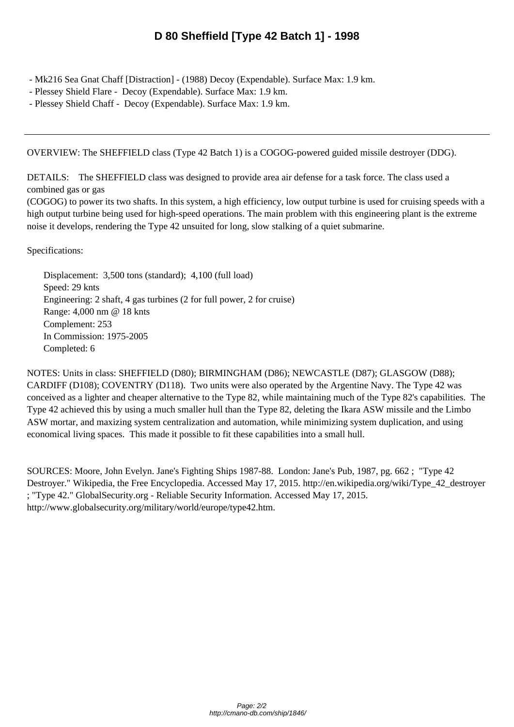- Mk216 Sea Gnat Chaff [Distraction] - (1988) Decoy (Expendable). Surface Max: 1.9 km.
- Plessey Shield Flare - Decoy (Expendable). Surface Max: 1.9 km.
- Plessey Shield Chaff - Decoy (Expendable). Surface Max: 1.9 km.

---

OVERVIEW: The SHEFFIELD class (Type 42 Batch 1) is a COGOG-powered guided missile destroyer (DDG).

DETAILS: The SHEFFIELD class was designed to provide area air defense for a task force. The class used a combined gas or gas
(COGOG) to power its two shafts. In this system, a high efficiency, low output turbine is used for cruising speeds with a high output turbine being used for high-speed operations. The main problem with this engineering plant is the extreme noise it develops, rendering the Type 42 unsuited for long, slow stalking of a quiet submarine.

Specifications:

Displacement: 3,500 tons (standard); 4,100 (full load)
Speed: 29 knts
Engineering: 2 shaft, 4 gas turbines (2 for full power, 2 for cruise)
Range: 4,000 nm @ 18 knts
Complement: 253
In Commission: 1975-2005
Completed: 6

NOTES: Units in class: SHEFFIELD (D80); BIRMINGHAM (D86); NEWCASTLE (D87); GLASGOW (D88); CARDIFF (D108); COVENTRY (D118). Two units were also operated by the Argentine Navy. The Type 42 was conceived as a lighter and cheaper alternative to the Type 82, while maintaining much of the Type 82's capabilities. The Type 42 achieved this by using a much smaller hull than the Type 82, deleting the Ikara ASW missile and the Limbo ASW mortar, and maxizing system centralization and automation, while minimizing system duplication, and using economical living spaces. This made it possible to fit these capabilities into a small hull.

SOURCES: Moore, John Evelyn. Jane's Fighting Ships 1987-88. London: Jane's Pub, 1987, pg. 662 ; "Type 42 Destroyer." Wikipedia, the Free Encyclopedia. Accessed May 17, 2015. http://en.wikipedia.org/wiki/Type_42_destroyer ; "Type 42." GlobalSecurity.org - Reliable Security Information. Accessed May 17, 2015. http://www.globalsecurity.org/military/world/europe/type42.htm.